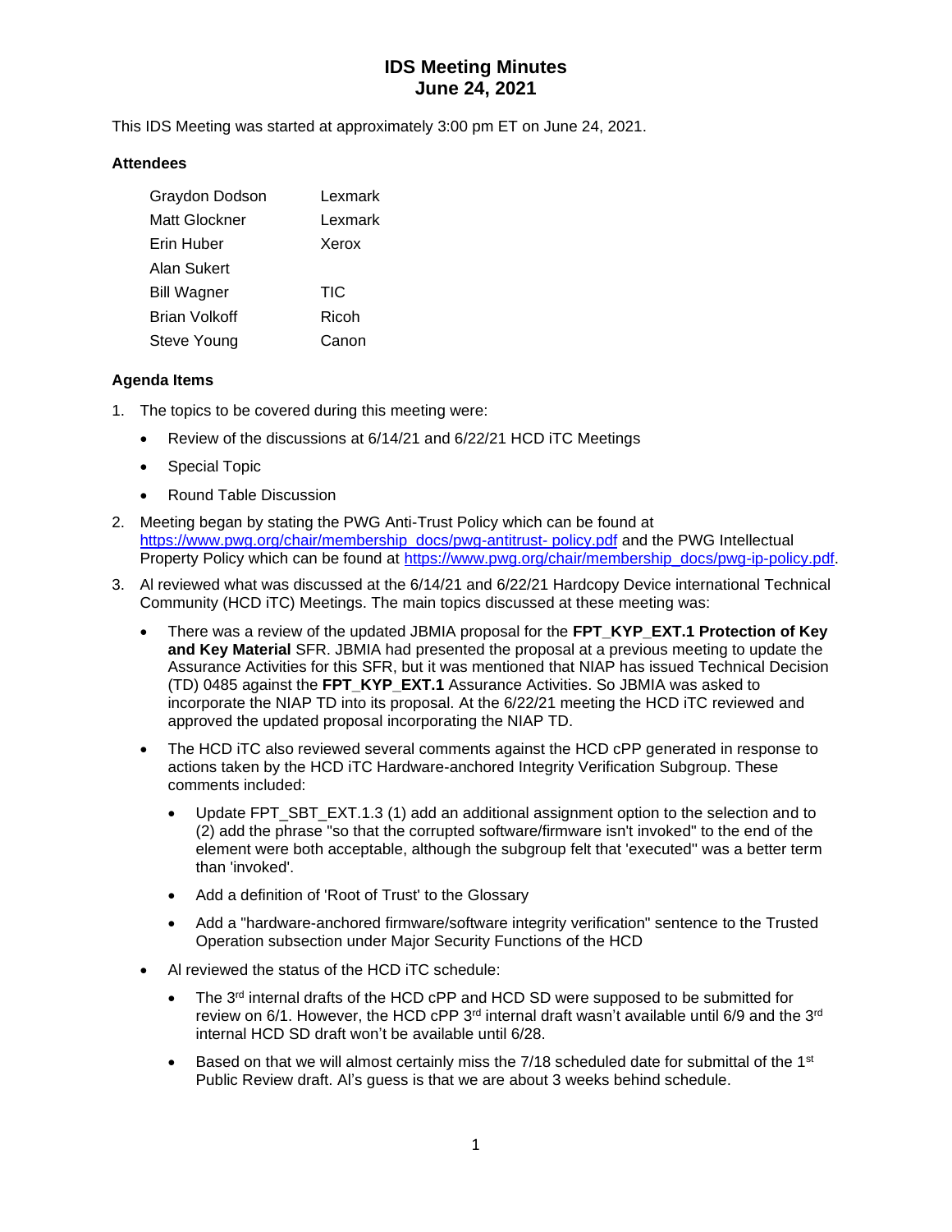# IDS Meeting Minutes
# June 24, 2021

This IDS Meeting was started at approximately 3:00 pm ET on June 24, 2021.

### Attendees

| | |
|---|---|
| Graydon Dodson | Lexmark |
| Matt Glockner | Lexmark |
| Erin Huber | Xerox |
| Alan Sukert | |
| Bill Wagner | TIC |
| Brian Volkoff | Ricoh |
| Steve Young | Canon |

### Agenda Items

1. The topics to be covered during this meeting were:
   - Review of the discussions at 6/14/21 and 6/22/21 HCD iTC Meetings
   - Special Topic
   - Round Table Discussion
2. Meeting began by stating the PWG Anti-Trust Policy which can be found at [https://www.pwg.org/chair/membership_docs/pwg-antitrust- policy.pdf](https://www.pwg.org/chair/membership_docs/pwg-antitrust-policy.pdf) and the PWG Intellectual Property Policy which can be found at [https://www.pwg.org/chair/membership_docs/pwg-ip-policy.pdf](https://www.pwg.org/chair/membership_docs/pwg-ip-policy.pdf).
3. Al reviewed what was discussed at the 6/14/21 and 6/22/21 Hardcopy Device international Technical Community (HCD iTC) Meetings. The main topics discussed at these meeting was:
   - There was a review of the updated JBMIA proposal for the **FPT_KYP_EXT.1 Protection of Key and Key Material** SFR. JBMIA had presented the proposal at a previous meeting to update the Assurance Activities for this SFR, but it was mentioned that NIAP has issued Technical Decision (TD) 0485 against the **FPT_KYP_EXT.1** Assurance Activities. So JBMIA was asked to incorporate the NIAP TD into its proposal. At the 6/22/21 meeting the HCD iTC reviewed and approved the updated proposal incorporating the NIAP TD.
   - The HCD iTC also reviewed several comments against the HCD cPP generated in response to actions taken by the HCD iTC Hardware-anchored Integrity Verification Subgroup. These comments included:
     - Update FPT_SBT_EXT.1.3 (1) add an additional assignment option to the selection and to (2) add the phrase "so that the corrupted software/firmware isn't invoked" to the end of the element were both acceptable, although the subgroup felt that 'executed" was a better term than 'invoked'.
     - Add a definition of 'Root of Trust' to the Glossary
     - Add a "hardware-anchored firmware/software integrity verification" sentence to the Trusted Operation subsection under Major Security Functions of the HCD
   - Al reviewed the status of the HCD iTC schedule:
     - The 3rd internal drafts of the HCD cPP and HCD SD were supposed to be submitted for review on 6/1. However, the HCD cPP 3rd internal draft wasn't available until 6/9 and the 3rd internal HCD SD draft won't be available until 6/28.
     - Based on that we will almost certainly miss the 7/18 scheduled date for submittal of the 1st Public Review draft. Al's guess is that we are about 3 weeks behind schedule.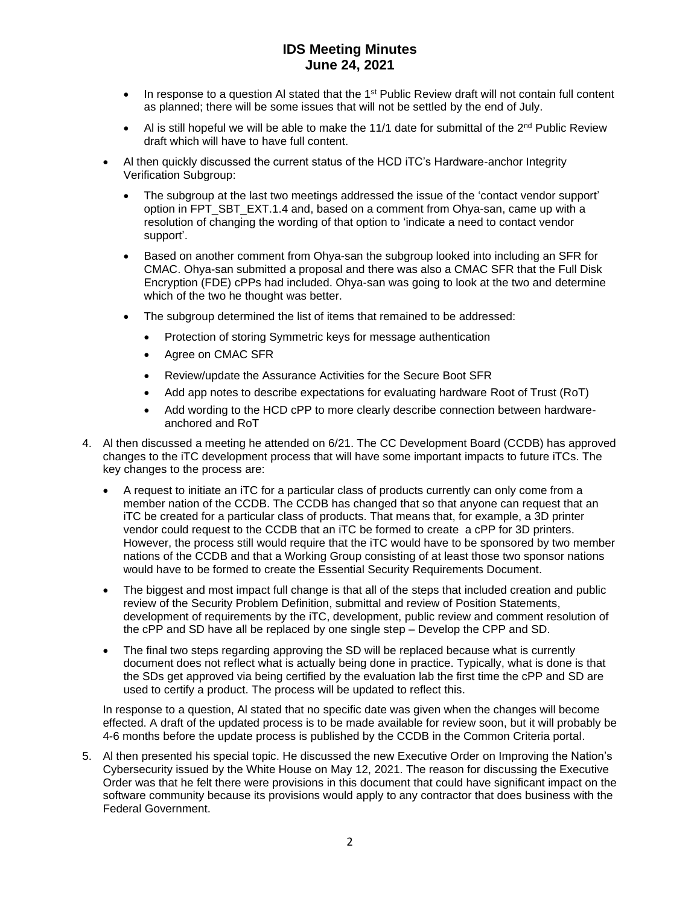- In response to a question Al stated that the 1st Public Review draft will not contain full content as planned; there will be some issues that will not be settled by the end of July.
- Al is still hopeful we will be able to make the 11/1 date for submittal of the 2nd Public Review draft which will have to have full content.

- Al then quickly discussed the current status of the HCD iTC's Hardware-anchor Integrity Verification Subgroup:
  - The subgroup at the last two meetings addressed the issue of the 'contact vendor support' option in FPT_SBT_EXT.1.4 and, based on a comment from Ohya-san, came up with a resolution of changing the wording of that option to 'indicate a need to contact vendor support'.
  - Based on another comment from Ohya-san the subgroup looked into including an SFR for CMAC. Ohya-san submitted a proposal and there was also a CMAC SFR that the Full Disk Encryption (FDE) cPPs had included. Ohya-san was going to look at the two and determine which of the two he thought was better.
  - The subgroup determined the list of items that remained to be addressed:
    - Protection of storing Symmetric keys for message authentication
    - Agree on CMAC SFR
    - Review/update the Assurance Activities for the Secure Boot SFR
    - Add app notes to describe expectations for evaluating hardware Root of Trust (RoT)
    - Add wording to the HCD cPP to more clearly describe connection between hardware-anchored and RoT

4. Al then discussed a meeting he attended on 6/21. The CC Development Board (CCDB) has approved changes to the iTC development process that will have some important impacts to future iTCs. The key changes to the process are:
   - A request to initiate an iTC for a particular class of products currently can only come from a member nation of the CCDB. The CCDB has changed that so that anyone can request that an iTC be created for a particular class of products. That means that, for example, a 3D printer vendor could request to the CCDB that an iTC be formed to create a cPP for 3D printers. However, the process still would require that the iTC would have to be sponsored by two member nations of the CCDB and that a Working Group consisting of at least those two sponsor nations would have to be formed to create the Essential Security Requirements Document.
   - The biggest and most impact full change is that all of the steps that included creation and public review of the Security Problem Definition, submittal and review of Position Statements, development of requirements by the iTC, development, public review and comment resolution of the cPP and SD have all be replaced by one single step – Develop the CPP and SD.
   - The final two steps regarding approving the SD will be replaced because what is currently document does not reflect what is actually being done in practice. Typically, what is done is that the SDs get approved via being certified by the evaluation lab the first time the cPP and SD are used to certify a product. The process will be updated to reflect this.

   In response to a question, Al stated that no specific date was given when the changes will become effected. A draft of the updated process is to be made available for review soon, but it will probably be 4-6 months before the update process is published by the CCDB in the Common Criteria portal.

5. Al then presented his special topic. He discussed the new Executive Order on Improving the Nation's Cybersecurity issued by the White House on May 12, 2021. The reason for discussing the Executive Order was that he felt there were provisions in this document that could have significant impact on the software community because its provisions would apply to any contractor that does business with the Federal Government.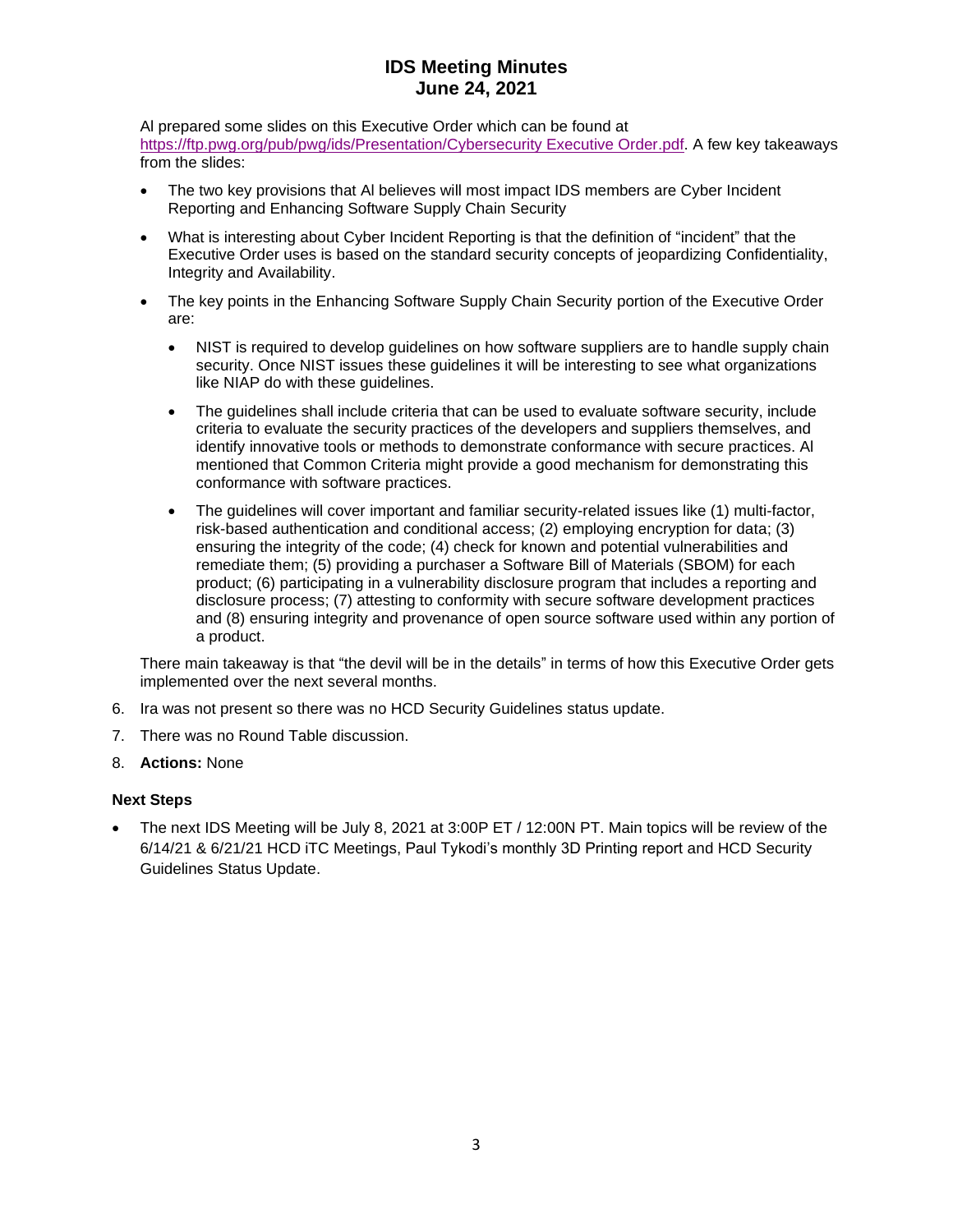Al prepared some slides on this Executive Order which can be found at https://ftp.pwg.org/pub/pwg/ids/Presentation/Cybersecurity Executive Order.pdf. A few key takeaways from the slides:

- The two key provisions that Al believes will most impact IDS members are Cyber Incident Reporting and Enhancing Software Supply Chain Security
- What is interesting about Cyber Incident Reporting is that the definition of "incident" that the Executive Order uses is based on the standard security concepts of jeopardizing Confidentiality, Integrity and Availability.
- The key points in the Enhancing Software Supply Chain Security portion of the Executive Order are:
  - NIST is required to develop guidelines on how software suppliers are to handle supply chain security. Once NIST issues these guidelines it will be interesting to see what organizations like NIAP do with these guidelines.
  - The guidelines shall include criteria that can be used to evaluate software security, include criteria to evaluate the security practices of the developers and suppliers themselves, and identify innovative tools or methods to demonstrate conformance with secure practices. Al mentioned that Common Criteria might provide a good mechanism for demonstrating this conformance with software practices.
  - The guidelines will cover important and familiar security-related issues like (1) multi-factor, risk-based authentication and conditional access; (2) employing encryption for data; (3) ensuring the integrity of the code; (4) check for known and potential vulnerabilities and remediate them; (5) providing a purchaser a Software Bill of Materials (SBOM) for each product; (6) participating in a vulnerability disclosure program that includes a reporting and disclosure process; (7) attesting to conformity with secure software development practices and (8) ensuring integrity and provenance of open source software used within any portion of a product.

There main takeaway is that "the devil will be in the details" in terms of how this Executive Order gets implemented over the next several months.

6. Ira was not present so there was no HCD Security Guidelines status update.
7. There was no Round Table discussion.
8. **Actions:** None

**Next Steps**

- The next IDS Meeting will be July 8, 2021 at 3:00P ET / 12:00N PT. Main topics will be review of the 6/14/21 & 6/21/21 HCD iTC Meetings, Paul Tykodi's monthly 3D Printing report and HCD Security Guidelines Status Update.